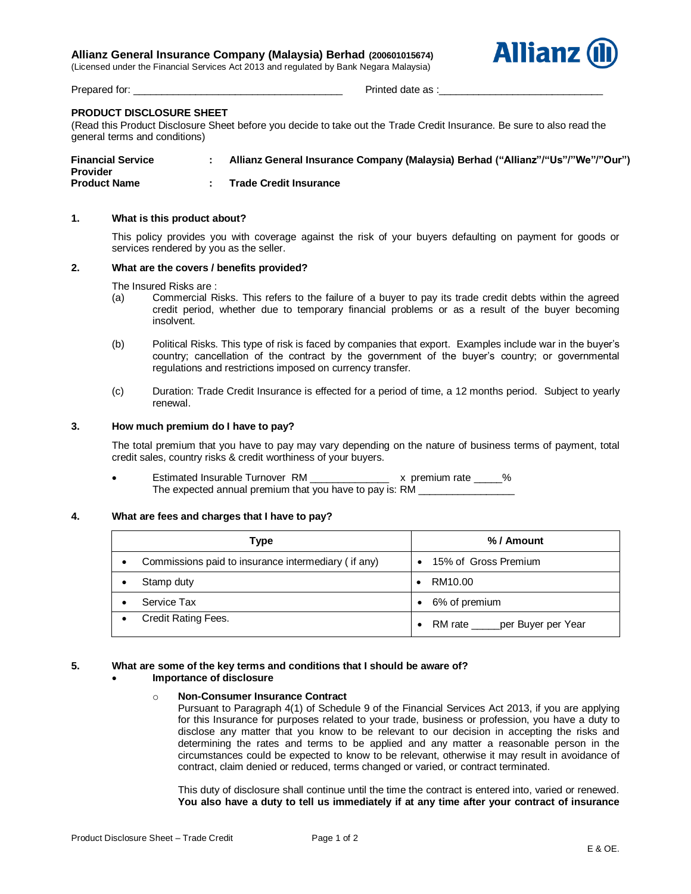**Allianz General Insurance Company (Malaysia) Berhad (200601015674)**
(Licensed under the Financial Services Act 2013 and regulated by Bank Negara Malaysia)

Prepared for: ____________________________________ Printed date as :____________________________

## PRODUCT DISCLOSURE SHEET

(Read this Product Disclosure Sheet before you decide to take out the Trade Credit Insurance. Be sure to also read the general terms and conditions)

| | | |
|---|---|---|
| **Financial Service Provider** | : | **Allianz General Insurance Company (Malaysia) Berhad ("Allianz"/"Us"/"We"/"Our")** |
| **Product Name** | : | **Trade Credit Insurance** |

### 1. What is this product about?

This policy provides you with coverage against the risk of your buyers defaulting on payment for goods or services rendered by you as the seller.

### 2. What are the covers / benefits provided?

The Insured Risks are :

(a) Commercial Risks. This refers to the failure of a buyer to pay its trade credit debts within the agreed credit period, whether due to temporary financial problems or as a result of the buyer becoming insolvent.

(b) Political Risks. This type of risk is faced by companies that export. Examples include war in the buyer's country; cancellation of the contract by the government of the buyer's country; or governmental regulations and restrictions imposed on currency transfer.

(c) Duration: Trade Credit Insurance is effected for a period of time, a 12 months period. Subject to yearly renewal.

### 3. How much premium do I have to pay?

The total premium that you have to pay may vary depending on the nature of business terms of payment, total credit sales, country risks & credit worthiness of your buyers.

- Estimated Insurable Turnover RM ______________ x premium rate _____%
  The expected annual premium that you have to pay is: RM _________________

### 4. What are fees and charges that I have to pay?

| Type | % / Amount |
|---|---|
| • Commissions paid to insurance intermediary ( if any) | • 15% of Gross Premium |
| • Stamp duty | • RM10.00 |
| • Service Tax | • 6% of premium |
| • Credit Rating Fees. | • RM rate _____per Buyer per Year |

### 5. What are some of the key terms and conditions that I should be aware of?

- **Importance of disclosure**

  - **Non-Consumer Insurance Contract**
    Pursuant to Paragraph 4(1) of Schedule 9 of the Financial Services Act 2013, if you are applying for this Insurance for purposes related to your trade, business or profession, you have a duty to disclose any matter that you know to be relevant to our decision in accepting the risks and determining the rates and terms to be applied and any matter a reasonable person in the circumstances could be expected to know to be relevant, otherwise it may result in avoidance of contract, claim denied or reduced, terms changed or varied, or contract terminated.

    This duty of disclosure shall continue until the time the contract is entered into, varied or renewed. **You also have a duty to tell us immediately if at any time after your contract of insurance**

E & OE.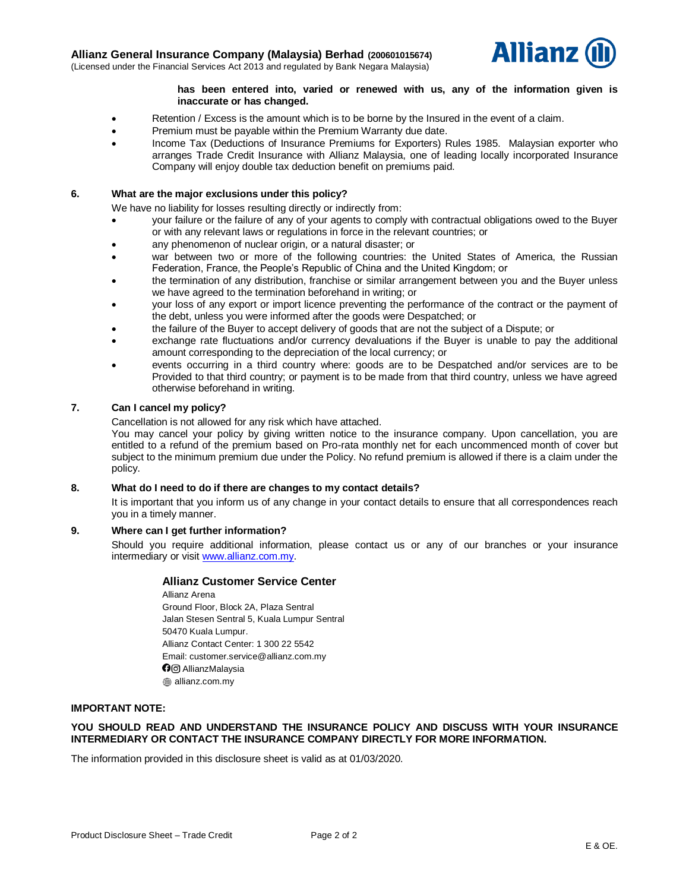**has been entered into, varied or renewed with us, any of the information given is inaccurate or has changed.**

- Retention / Excess is the amount which is to be borne by the Insured in the event of a claim.
- Premium must be payable within the Premium Warranty due date.
- Income Tax (Deductions of Insurance Premiums for Exporters) Rules 1985. Malaysian exporter who arranges Trade Credit Insurance with Allianz Malaysia, one of leading locally incorporated Insurance Company will enjoy double tax deduction benefit on premiums paid.

**6. What are the major exclusions under this policy?**

We have no liability for losses resulting directly or indirectly from:

- your failure or the failure of any of your agents to comply with contractual obligations owed to the Buyer or with any relevant laws or regulations in force in the relevant countries; or
- any phenomenon of nuclear origin, or a natural disaster; or
- war between two or more of the following countries: the United States of America, the Russian Federation, France, the People's Republic of China and the United Kingdom; or
- the termination of any distribution, franchise or similar arrangement between you and the Buyer unless we have agreed to the termination beforehand in writing; or
- your loss of any export or import licence preventing the performance of the contract or the payment of the debt, unless you were informed after the goods were Despatched; or
- the failure of the Buyer to accept delivery of goods that are not the subject of a Dispute; or
- exchange rate fluctuations and/or currency devaluations if the Buyer is unable to pay the additional amount corresponding to the depreciation of the local currency; or
- events occurring in a third country where: goods are to be Despatched and/or services are to be Provided to that third country; or payment is to be made from that third country, unless we have agreed otherwise beforehand in writing.

**7. Can I cancel my policy?**

Cancellation is not allowed for any risk which have attached.
You may cancel your policy by giving written notice to the insurance company. Upon cancellation, you are entitled to a refund of the premium based on Pro-rata monthly net for each uncommenced month of cover but subject to the minimum premium due under the Policy. No refund premium is allowed if there is a claim under the policy.

**8. What do I need to do if there are changes to my contact details?**

It is important that you inform us of any change in your contact details to ensure that all correspondences reach you in a timely manner.

**9. Where can I get further information?**

Should you require additional information, please contact us or any of our branches or your insurance intermediary or visit www.allianz.com.my.

### Allianz Customer Service Center

Allianz Arena
Ground Floor, Block 2A, Plaza Sentral
Jalan Stesen Sentral 5, Kuala Lumpur Sentral
50470 Kuala Lumpur.
Allianz Contact Center: 1 300 22 5542
Email: customer.service@allianz.com.my
AllianzMalaysia
allianz.com.my

**IMPORTANT NOTE:**

**YOU SHOULD READ AND UNDERSTAND THE INSURANCE POLICY AND DISCUSS WITH YOUR INSURANCE INTERMEDIARY OR CONTACT THE INSURANCE COMPANY DIRECTLY FOR MORE INFORMATION.**

The information provided in this disclosure sheet is valid as at 01/03/2020.

E & OE.